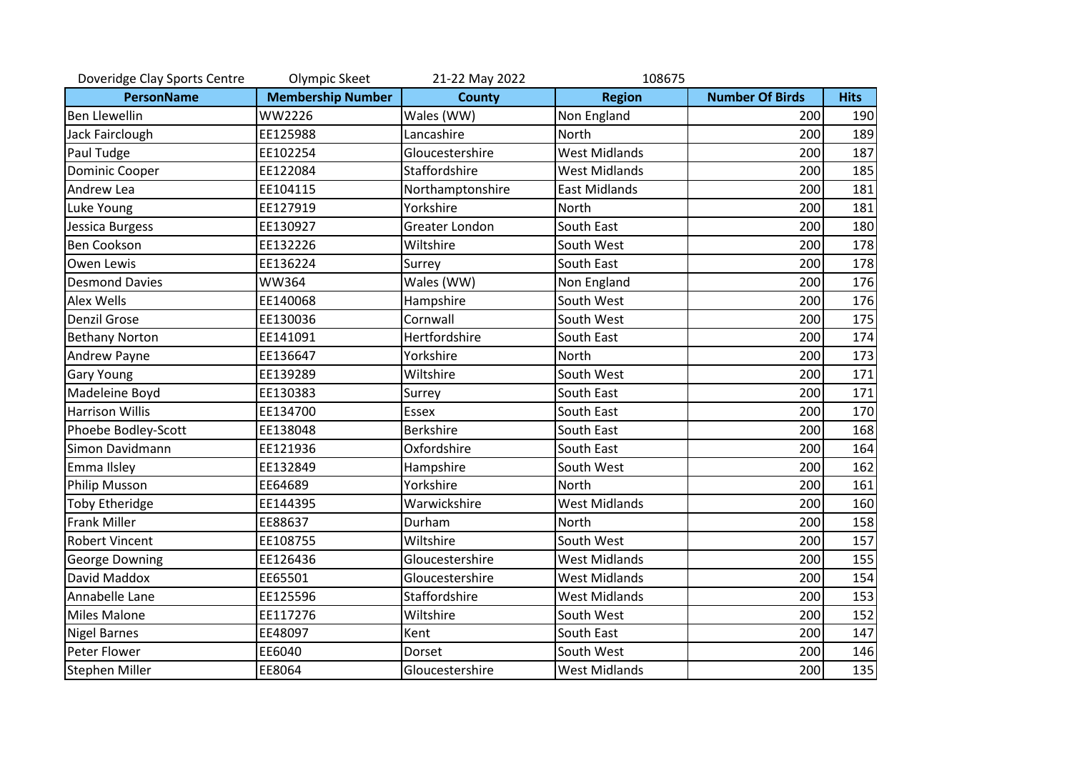Doveridge Clay Sports Centre | Olympic Skeet | 21-22 May 2022 | 108675

| PersonName | Membership Number | County | Region | Number Of Birds | Hits |
|---|---|---|---|---|---|
| Ben Llewellin | WW2226 | Wales (WW) | Non England | 200 | 190 |
| Jack Fairclough | EE125988 | Lancashire | North | 200 | 189 |
| Paul Tudge | EE102254 | Gloucestershire | West Midlands | 200 | 187 |
| Dominic Cooper | EE122084 | Staffordshire | West Midlands | 200 | 185 |
| Andrew Lea | EE104115 | Northamptonshire | East Midlands | 200 | 181 |
| Luke Young | EE127919 | Yorkshire | North | 200 | 181 |
| Jessica Burgess | EE130927 | Greater London | South East | 200 | 180 |
| Ben Cookson | EE132226 | Wiltshire | South West | 200 | 178 |
| Owen Lewis | EE136224 | Surrey | South East | 200 | 178 |
| Desmond Davies | WW364 | Wales (WW) | Non England | 200 | 176 |
| Alex Wells | EE140068 | Hampshire | South West | 200 | 176 |
| Denzil Grose | EE130036 | Cornwall | South West | 200 | 175 |
| Bethany Norton | EE141091 | Hertfordshire | South East | 200 | 174 |
| Andrew Payne | EE136647 | Yorkshire | North | 200 | 173 |
| Gary Young | EE139289 | Wiltshire | South West | 200 | 171 |
| Madeleine Boyd | EE130383 | Surrey | South East | 200 | 171 |
| Harrison Willis | EE134700 | Essex | South East | 200 | 170 |
| Phoebe Bodley-Scott | EE138048 | Berkshire | South East | 200 | 168 |
| Simon Davidmann | EE121936 | Oxfordshire | South East | 200 | 164 |
| Emma Ilsley | EE132849 | Hampshire | South West | 200 | 162 |
| Philip Musson | EE64689 | Yorkshire | North | 200 | 161 |
| Toby Etheridge | EE144395 | Warwickshire | West Midlands | 200 | 160 |
| Frank Miller | EE88637 | Durham | North | 200 | 158 |
| Robert Vincent | EE108755 | Wiltshire | South West | 200 | 157 |
| George Downing | EE126436 | Gloucestershire | West Midlands | 200 | 155 |
| David Maddox | EE65501 | Gloucestershire | West Midlands | 200 | 154 |
| Annabelle Lane | EE125596 | Staffordshire | West Midlands | 200 | 153 |
| Miles Malone | EE117276 | Wiltshire | South West | 200 | 152 |
| Nigel Barnes | EE48097 | Kent | South East | 200 | 147 |
| Peter Flower | EE6040 | Dorset | South West | 200 | 146 |
| Stephen Miller | EE8064 | Gloucestershire | West Midlands | 200 | 135 |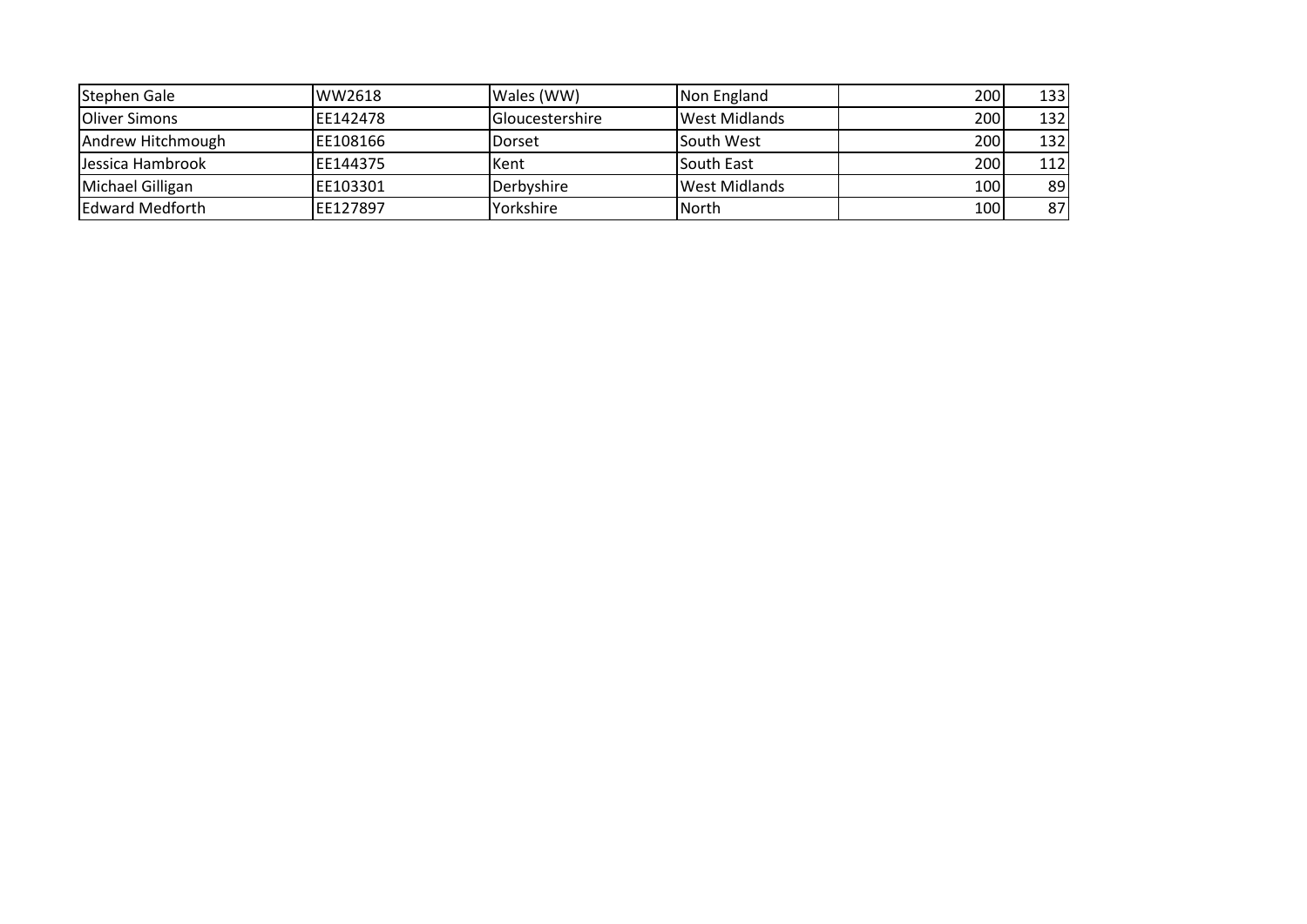| | | | | | |
|---|---|---|---|---|---|
| Stephen Gale | WW2618 | Wales (WW) | Non England | 200 | 133 |
| Oliver Simons | EE142478 | Gloucestershire | West Midlands | 200 | 132 |
| Andrew Hitchmough | EE108166 | Dorset | South West | 200 | 132 |
| Jessica Hambrook | EE144375 | Kent | South East | 200 | 112 |
| Michael Gilligan | EE103301 | Derbyshire | West Midlands | 100 | 89 |
| Edward Medforth | EE127897 | Yorkshire | North | 100 | 87 |